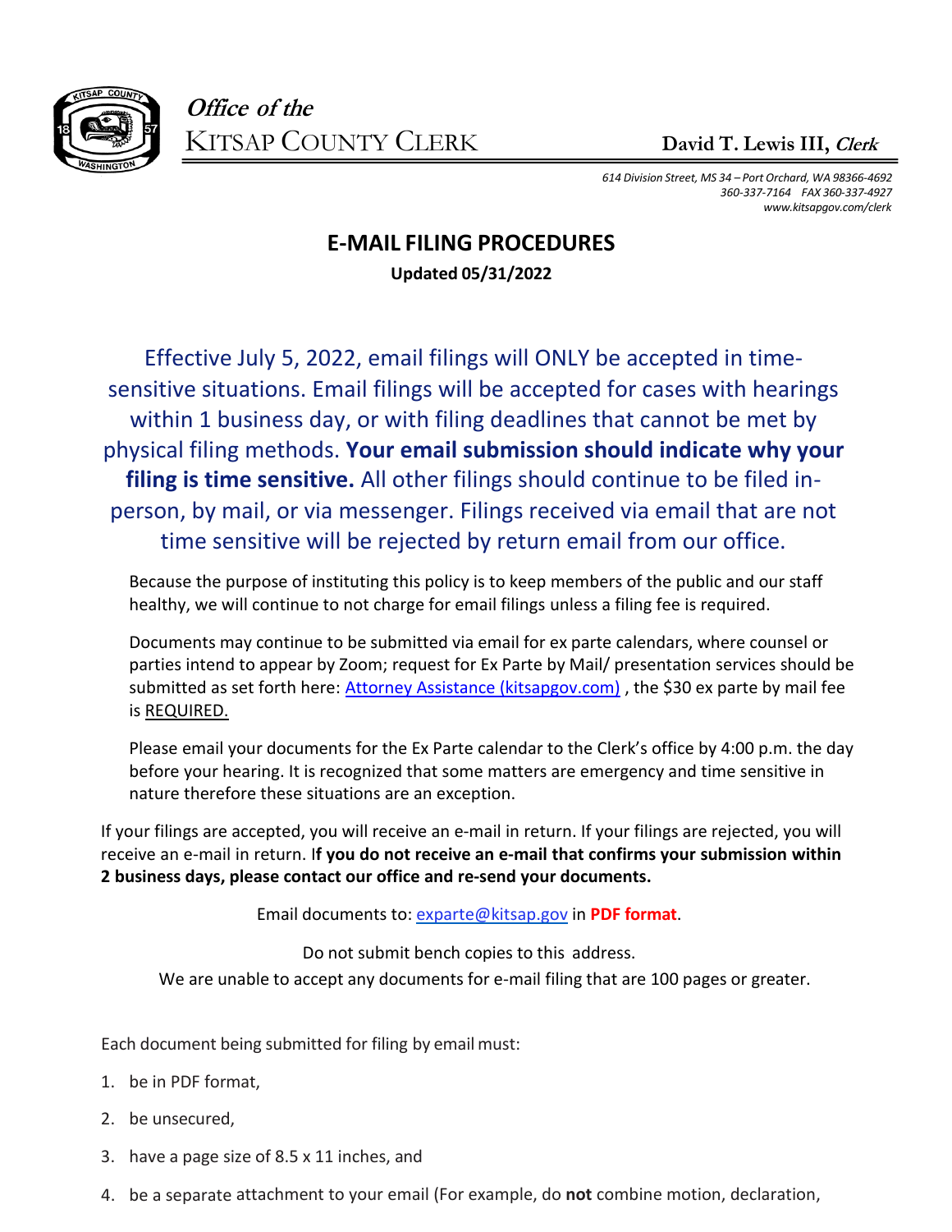*Office of the*
KITSAP COUNTY CLERK

**David T. Lewis III, *Clerk***

*614 Division Street, MS 34 – Port Orchard, WA 98366-4692*
*360-337-7164 FAX 360-337-4927*
*www.kitsapgov.com/clerk*

# E-MAIL FILING PROCEDURES

**Updated 05/31/2022**

Effective July 5, 2022, email filings will ONLY be accepted in time-sensitive situations. Email filings will be accepted for cases with hearings within 1 business day, or with filing deadlines that cannot be met by physical filing methods. **Your email submission should indicate why your filing is time sensitive.** All other filings should continue to be filed in-person, by mail, or via messenger. Filings received via email that are not time sensitive will be rejected by return email from our office.

Because the purpose of instituting this policy is to keep members of the public and our staff healthy, we will continue to not charge for email filings unless a filing fee is required.

Documents may continue to be submitted via email for ex parte calendars, where counsel or parties intend to appear by Zoom; request for Ex Parte by Mail/ presentation services should be submitted as set forth here: [Attorney Assistance (kitsapgov.com)](Attorney Assistance (kitsapgov.com)) , the $30 ex parte by mail fee is REQUIRED.

Please email your documents for the Ex Parte calendar to the Clerk's office by 4:00 p.m. the day before your hearing. It is recognized that some matters are emergency and time sensitive in nature therefore these situations are an exception.

If your filings are accepted, you will receive an e-mail in return. If your filings are rejected, you will receive an e-mail in return. I**f you do not receive an e-mail that confirms your submission within 2 business days, please contact our office and re-send your documents.**

Email documents to: exparte@kitsap.gov in **PDF format**.

Do not submit bench copies to this address.

We are unable to accept any documents for e-mail filing that are 100 pages or greater.

Each document being submitted for filing by email must:

1. be in PDF format,
2. be unsecured,
3. have a page size of 8.5 x 11 inches, and
4. be a separate attachment to your email (For example, do **not** combine motion, declaration,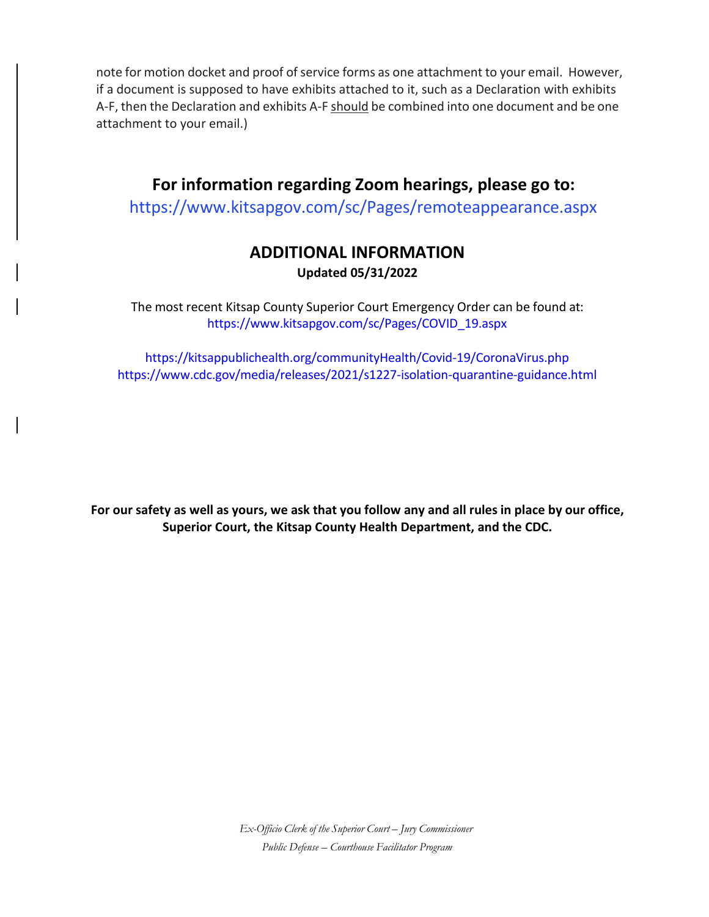note for motion docket and proof of service forms as one attachment to your email. However, if a document is supposed to have exhibits attached to it, such as a Declaration with exhibits A-F, then the Declaration and exhibits A-F should be combined into one document and be one attachment to your email.)

## For information regarding Zoom hearings, please go to:

https://www.kitsapgov.com/sc/Pages/remoteappearance.aspx

## ADDITIONAL INFORMATION

**Updated 05/31/2022**

The most recent Kitsap County Superior Court Emergency Order can be found at:
https://www.kitsapgov.com/sc/Pages/COVID_19.aspx

https://kitsappublichealth.org/communityHealth/Covid-19/CoronaVirus.php
https://www.cdc.gov/media/releases/2021/s1227-isolation-quarantine-guidance.html

**For our safety as well as yours, we ask that you follow any and all rules in place by our office, Superior Court, the Kitsap County Health Department, and the CDC.**

*Ex-Officio Clerk of the Superior Court – Jury Commissioner*
*Public Defense – Courthouse Facilitator Program*